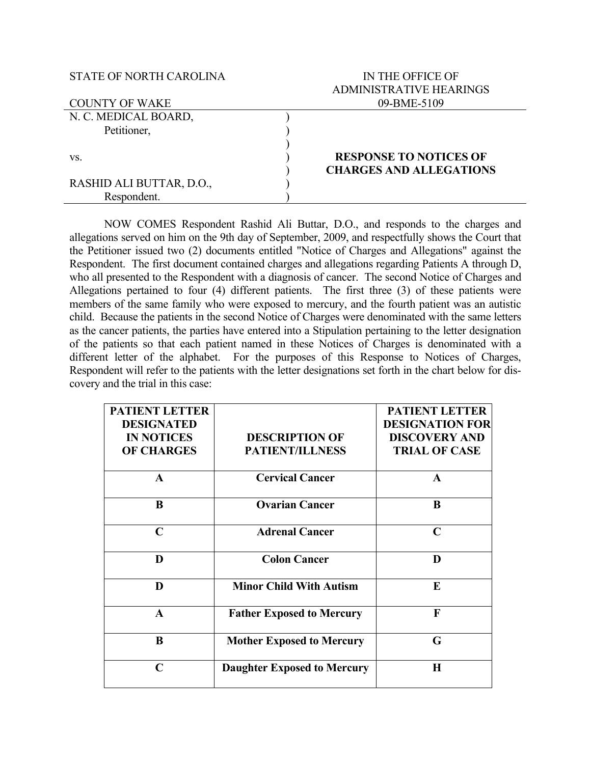STATE OF NORTH CAROLINA

COUNTY OF WAKE

IN THE OFFICE OF ADMINISTRATIVE HEARINGS
09-BME-5109

N. C. MEDICAL BOARD,
Petitioner,

vs.

RASHID ALI BUTTAR, D.O.,
Respondent.

**RESPONSE TO NOTICES OF CHARGES AND ALLEGATIONS**

NOW COMES Respondent Rashid Ali Buttar, D.O., and responds to the charges and allegations served on him on the 9th day of September, 2009, and respectfully shows the Court that the Petitioner issued two (2) documents entitled "Notice of Charges and Allegations" against the Respondent. The first document contained charges and allegations regarding Patients A through D, who all presented to the Respondent with a diagnosis of cancer. The second Notice of Charges and Allegations pertained to four (4) different patients. The first three (3) of these patients were members of the same family who were exposed to mercury, and the fourth patient was an autistic child. Because the patients in the second Notice of Charges were denominated with the same letters as the cancer patients, the parties have entered into a Stipulation pertaining to the letter designation of the patients so that each patient named in these Notices of Charges is denominated with a different letter of the alphabet. For the purposes of this Response to Notices of Charges, Respondent will refer to the patients with the letter designations set forth in the chart below for discovery and the trial in this case:

| PATIENT LETTER DESIGNATED IN NOTICES OF CHARGES | DESCRIPTION OF PATIENT/ILLNESS | PATIENT LETTER DESIGNATION FOR DISCOVERY AND TRIAL OF CASE |
|---|---|---|
| A | Cervical Cancer | A |
| B | Ovarian Cancer | B |
| C | Adrenal Cancer | C |
| D | Colon Cancer | D |
| D | Minor Child With Autism | E |
| A | Father Exposed to Mercury | F |
| B | Mother Exposed to Mercury | G |
| C | Daughter Exposed to Mercury | H |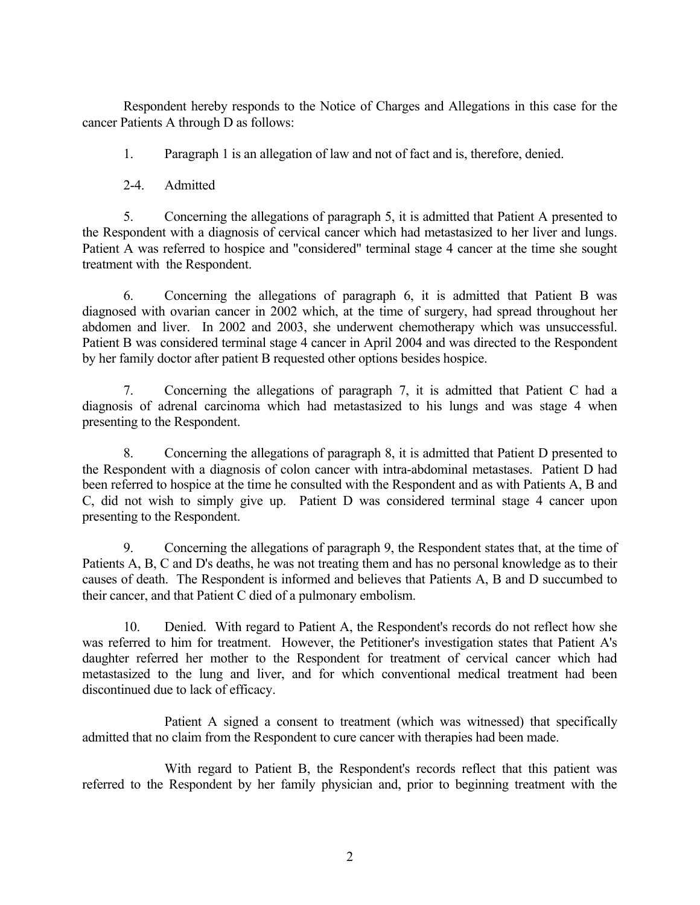Respondent hereby responds to the Notice of Charges and Allegations in this case for the cancer Patients A through D as follows:

1. Paragraph 1 is an allegation of law and not of fact and is, therefore, denied.

2-4. Admitted

5. Concerning the allegations of paragraph 5, it is admitted that Patient A presented to the Respondent with a diagnosis of cervical cancer which had metastasized to her liver and lungs. Patient A was referred to hospice and "considered" terminal stage 4 cancer at the time she sought treatment with the Respondent.

6. Concerning the allegations of paragraph 6, it is admitted that Patient B was diagnosed with ovarian cancer in 2002 which, at the time of surgery, had spread throughout her abdomen and liver. In 2002 and 2003, she underwent chemotherapy which was unsuccessful. Patient B was considered terminal stage 4 cancer in April 2004 and was directed to the Respondent by her family doctor after patient B requested other options besides hospice.

7. Concerning the allegations of paragraph 7, it is admitted that Patient C had a diagnosis of adrenal carcinoma which had metastasized to his lungs and was stage 4 when presenting to the Respondent.

8. Concerning the allegations of paragraph 8, it is admitted that Patient D presented to the Respondent with a diagnosis of colon cancer with intra-abdominal metastases. Patient D had been referred to hospice at the time he consulted with the Respondent and as with Patients A, B and C, did not wish to simply give up. Patient D was considered terminal stage 4 cancer upon presenting to the Respondent.

9. Concerning the allegations of paragraph 9, the Respondent states that, at the time of Patients A, B, C and D's deaths, he was not treating them and has no personal knowledge as to their causes of death. The Respondent is informed and believes that Patients A, B and D succumbed to their cancer, and that Patient C died of a pulmonary embolism.

10. Denied. With regard to Patient A, the Respondent's records do not reflect how she was referred to him for treatment. However, the Petitioner's investigation states that Patient A's daughter referred her mother to the Respondent for treatment of cervical cancer which had metastasized to the lung and liver, and for which conventional medical treatment had been discontinued due to lack of efficacy.

Patient A signed a consent to treatment (which was witnessed) that specifically admitted that no claim from the Respondent to cure cancer with therapies had been made.

With regard to Patient B, the Respondent's records reflect that this patient was referred to the Respondent by her family physician and, prior to beginning treatment with the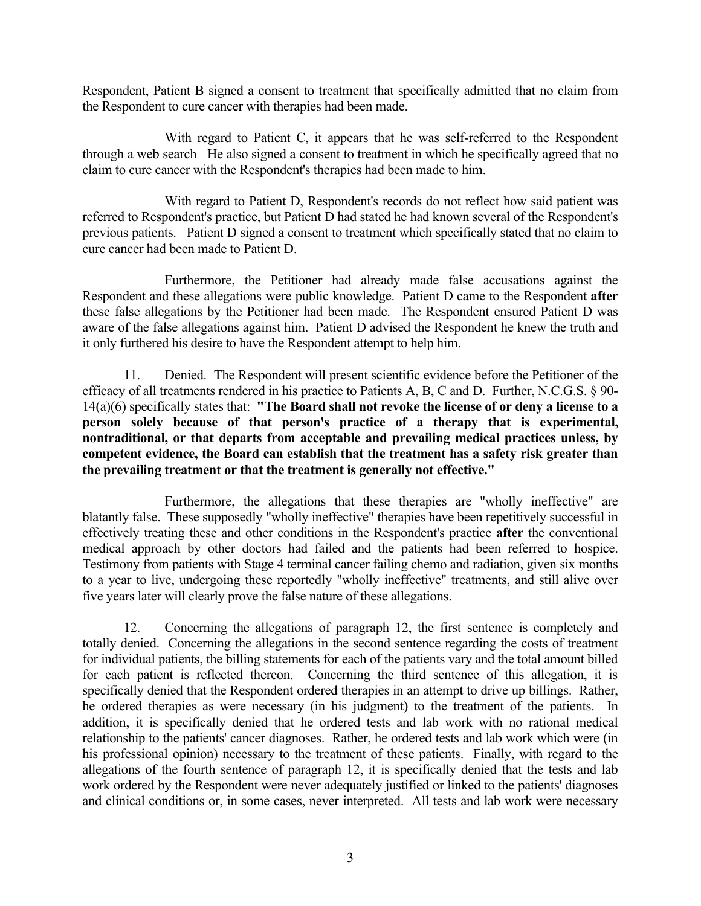Respondent, Patient B signed a consent to treatment that specifically admitted that no claim from the Respondent to cure cancer with therapies had been made.

With regard to Patient C, it appears that he was self-referred to the Respondent through a web search He also signed a consent to treatment in which he specifically agreed that no claim to cure cancer with the Respondent's therapies had been made to him.

With regard to Patient D, Respondent's records do not reflect how said patient was referred to Respondent's practice, but Patient D had stated he had known several of the Respondent's previous patients. Patient D signed a consent to treatment which specifically stated that no claim to cure cancer had been made to Patient D.

Furthermore, the Petitioner had already made false accusations against the Respondent and these allegations were public knowledge. Patient D came to the Respondent **after** these false allegations by the Petitioner had been made. The Respondent ensured Patient D was aware of the false allegations against him. Patient D advised the Respondent he knew the truth and it only furthered his desire to have the Respondent attempt to help him.

11. Denied. The Respondent will present scientific evidence before the Petitioner of the efficacy of all treatments rendered in his practice to Patients A, B, C and D. Further, N.C.G.S. § 90-14(a)(6) specifically states that: **"The Board shall not revoke the license of or deny a license to a person solely because of that person's practice of a therapy that is experimental, nontraditional, or that departs from acceptable and prevailing medical practices unless, by competent evidence, the Board can establish that the treatment has a safety risk greater than the prevailing treatment or that the treatment is generally not effective."**

Furthermore, the allegations that these therapies are "wholly ineffective" are blatantly false. These supposedly "wholly ineffective" therapies have been repetitively successful in effectively treating these and other conditions in the Respondent's practice **after** the conventional medical approach by other doctors had failed and the patients had been referred to hospice. Testimony from patients with Stage 4 terminal cancer failing chemo and radiation, given six months to a year to live, undergoing these reportedly "wholly ineffective" treatments, and still alive over five years later will clearly prove the false nature of these allegations.

12. Concerning the allegations of paragraph 12, the first sentence is completely and totally denied. Concerning the allegations in the second sentence regarding the costs of treatment for individual patients, the billing statements for each of the patients vary and the total amount billed for each patient is reflected thereon. Concerning the third sentence of this allegation, it is specifically denied that the Respondent ordered therapies in an attempt to drive up billings. Rather, he ordered therapies as were necessary (in his judgment) to the treatment of the patients. In addition, it is specifically denied that he ordered tests and lab work with no rational medical relationship to the patients' cancer diagnoses. Rather, he ordered tests and lab work which were (in his professional opinion) necessary to the treatment of these patients. Finally, with regard to the allegations of the fourth sentence of paragraph 12, it is specifically denied that the tests and lab work ordered by the Respondent were never adequately justified or linked to the patients' diagnoses and clinical conditions or, in some cases, never interpreted. All tests and lab work were necessary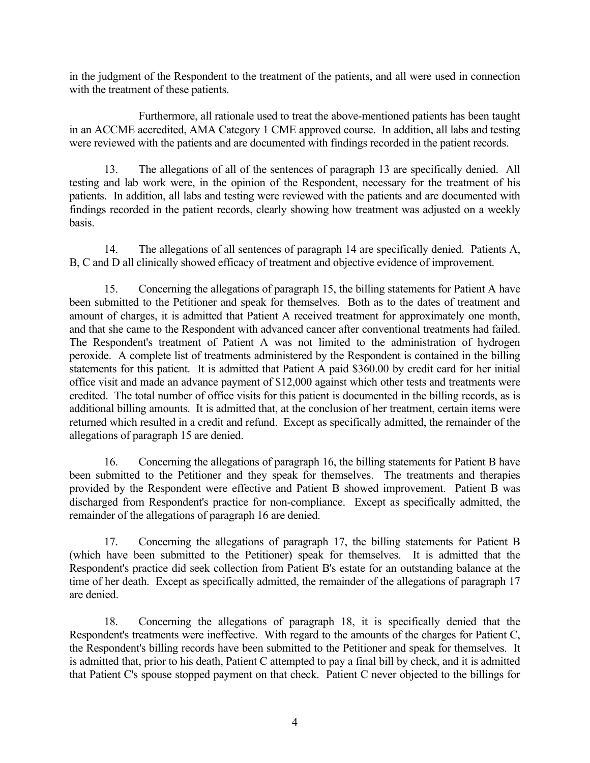in the judgment of the Respondent to the treatment of the patients, and all were used in connection with the treatment of these patients.

Furthermore, all rationale used to treat the above-mentioned patients has been taught in an ACCME accredited, AMA Category 1 CME approved course. In addition, all labs and testing were reviewed with the patients and are documented with findings recorded in the patient records.

13. The allegations of all of the sentences of paragraph 13 are specifically denied. All testing and lab work were, in the opinion of the Respondent, necessary for the treatment of his patients. In addition, all labs and testing were reviewed with the patients and are documented with findings recorded in the patient records, clearly showing how treatment was adjusted on a weekly basis.

14. The allegations of all sentences of paragraph 14 are specifically denied. Patients A, B, C and D all clinically showed efficacy of treatment and objective evidence of improvement.

15. Concerning the allegations of paragraph 15, the billing statements for Patient A have been submitted to the Petitioner and speak for themselves. Both as to the dates of treatment and amount of charges, it is admitted that Patient A received treatment for approximately one month, and that she came to the Respondent with advanced cancer after conventional treatments had failed. The Respondent's treatment of Patient A was not limited to the administration of hydrogen peroxide. A complete list of treatments administered by the Respondent is contained in the billing statements for this patient. It is admitted that Patient A paid $360.00 by credit card for her initial office visit and made an advance payment of $12,000 against which other tests and treatments were credited. The total number of office visits for this patient is documented in the billing records, as is additional billing amounts. It is admitted that, at the conclusion of her treatment, certain items were returned which resulted in a credit and refund. Except as specifically admitted, the remainder of the allegations of paragraph 15 are denied.

16. Concerning the allegations of paragraph 16, the billing statements for Patient B have been submitted to the Petitioner and they speak for themselves. The treatments and therapies provided by the Respondent were effective and Patient B showed improvement. Patient B was discharged from Respondent's practice for non-compliance. Except as specifically admitted, the remainder of the allegations of paragraph 16 are denied.

17. Concerning the allegations of paragraph 17, the billing statements for Patient B (which have been submitted to the Petitioner) speak for themselves. It is admitted that the Respondent's practice did seek collection from Patient B's estate for an outstanding balance at the time of her death. Except as specifically admitted, the remainder of the allegations of paragraph 17 are denied.

18. Concerning the allegations of paragraph 18, it is specifically denied that the Respondent's treatments were ineffective. With regard to the amounts of the charges for Patient C, the Respondent's billing records have been submitted to the Petitioner and speak for themselves. It is admitted that, prior to his death, Patient C attempted to pay a final bill by check, and it is admitted that Patient C's spouse stopped payment on that check. Patient C never objected to the billings for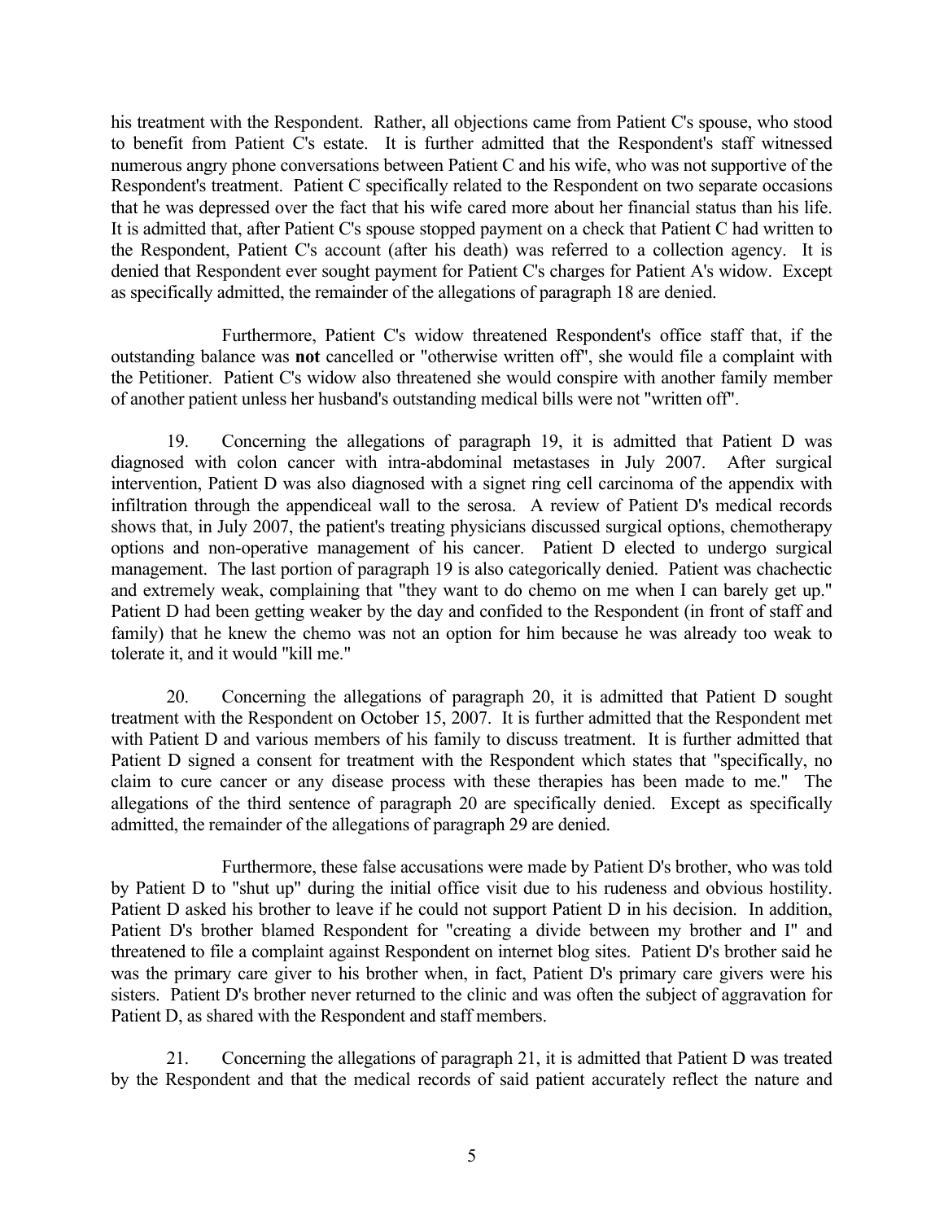his treatment with the Respondent. Rather, all objections came from Patient C's spouse, who stood to benefit from Patient C's estate. It is further admitted that the Respondent's staff witnessed numerous angry phone conversations between Patient C and his wife, who was not supportive of the Respondent's treatment. Patient C specifically related to the Respondent on two separate occasions that he was depressed over the fact that his wife cared more about her financial status than his life. It is admitted that, after Patient C's spouse stopped payment on a check that Patient C had written to the Respondent, Patient C's account (after his death) was referred to a collection agency. It is denied that Respondent ever sought payment for Patient C's charges for Patient A's widow. Except as specifically admitted, the remainder of the allegations of paragraph 18 are denied.

Furthermore, Patient C's widow threatened Respondent's office staff that, if the outstanding balance was **not** cancelled or "otherwise written off", she would file a complaint with the Petitioner. Patient C's widow also threatened she would conspire with another family member of another patient unless her husband's outstanding medical bills were not "written off".

19. Concerning the allegations of paragraph 19, it is admitted that Patient D was diagnosed with colon cancer with intra-abdominal metastases in July 2007. After surgical intervention, Patient D was also diagnosed with a signet ring cell carcinoma of the appendix with infiltration through the appendiceal wall to the serosa. A review of Patient D's medical records shows that, in July 2007, the patient's treating physicians discussed surgical options, chemotherapy options and non-operative management of his cancer. Patient D elected to undergo surgical management. The last portion of paragraph 19 is also categorically denied. Patient was chachectic and extremely weak, complaining that "they want to do chemo on me when I can barely get up." Patient D had been getting weaker by the day and confided to the Respondent (in front of staff and family) that he knew the chemo was not an option for him because he was already too weak to tolerate it, and it would "kill me."

20. Concerning the allegations of paragraph 20, it is admitted that Patient D sought treatment with the Respondent on October 15, 2007. It is further admitted that the Respondent met with Patient D and various members of his family to discuss treatment. It is further admitted that Patient D signed a consent for treatment with the Respondent which states that "specifically, no claim to cure cancer or any disease process with these therapies has been made to me." The allegations of the third sentence of paragraph 20 are specifically denied. Except as specifically admitted, the remainder of the allegations of paragraph 29 are denied.

Furthermore, these false accusations were made by Patient D's brother, who was told by Patient D to "shut up" during the initial office visit due to his rudeness and obvious hostility. Patient D asked his brother to leave if he could not support Patient D in his decision. In addition, Patient D's brother blamed Respondent for "creating a divide between my brother and I" and threatened to file a complaint against Respondent on internet blog sites. Patient D's brother said he was the primary care giver to his brother when, in fact, Patient D's primary care givers were his sisters. Patient D's brother never returned to the clinic and was often the subject of aggravation for Patient D, as shared with the Respondent and staff members.

21. Concerning the allegations of paragraph 21, it is admitted that Patient D was treated by the Respondent and that the medical records of said patient accurately reflect the nature and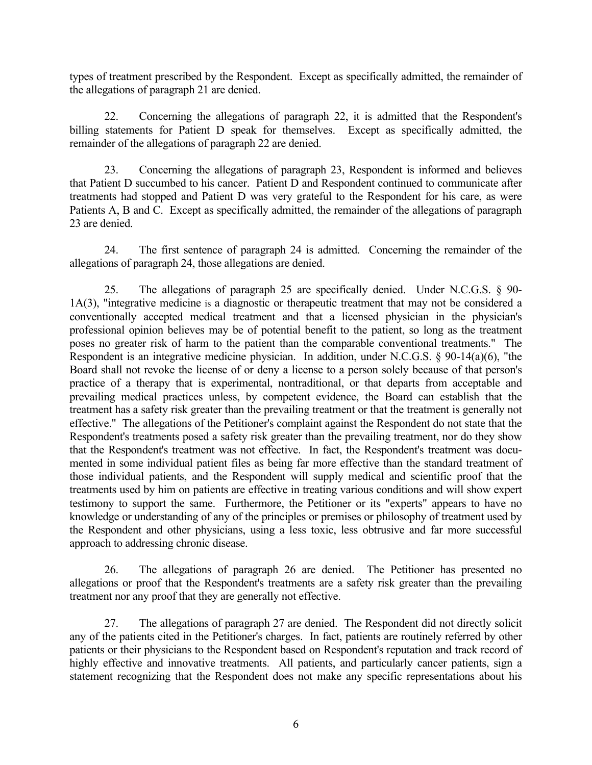types of treatment prescribed by the Respondent. Except as specifically admitted, the remainder of the allegations of paragraph 21 are denied.

22. Concerning the allegations of paragraph 22, it is admitted that the Respondent's billing statements for Patient D speak for themselves. Except as specifically admitted, the remainder of the allegations of paragraph 22 are denied.

23. Concerning the allegations of paragraph 23, Respondent is informed and believes that Patient D succumbed to his cancer. Patient D and Respondent continued to communicate after treatments had stopped and Patient D was very grateful to the Respondent for his care, as were Patients A, B and C. Except as specifically admitted, the remainder of the allegations of paragraph 23 are denied.

24. The first sentence of paragraph 24 is admitted. Concerning the remainder of the allegations of paragraph 24, those allegations are denied.

25. The allegations of paragraph 25 are specifically denied. Under N.C.G.S. § 90-1A(3), "integrative medicine is a diagnostic or therapeutic treatment that may not be considered a conventionally accepted medical treatment and that a licensed physician in the physician's professional opinion believes may be of potential benefit to the patient, so long as the treatment poses no greater risk of harm to the patient than the comparable conventional treatments." The Respondent is an integrative medicine physician. In addition, under N.C.G.S. § 90-14(a)(6), "the Board shall not revoke the license of or deny a license to a person solely because of that person's practice of a therapy that is experimental, nontraditional, or that departs from acceptable and prevailing medical practices unless, by competent evidence, the Board can establish that the treatment has a safety risk greater than the prevailing treatment or that the treatment is generally not effective." The allegations of the Petitioner's complaint against the Respondent do not state that the Respondent's treatments posed a safety risk greater than the prevailing treatment, nor do they show that the Respondent's treatment was not effective. In fact, the Respondent's treatment was documented in some individual patient files as being far more effective than the standard treatment of those individual patients, and the Respondent will supply medical and scientific proof that the treatments used by him on patients are effective in treating various conditions and will show expert testimony to support the same. Furthermore, the Petitioner or its "experts" appears to have no knowledge or understanding of any of the principles or premises or philosophy of treatment used by the Respondent and other physicians, using a less toxic, less obtrusive and far more successful approach to addressing chronic disease.

26. The allegations of paragraph 26 are denied. The Petitioner has presented no allegations or proof that the Respondent's treatments are a safety risk greater than the prevailing treatment nor any proof that they are generally not effective.

27. The allegations of paragraph 27 are denied. The Respondent did not directly solicit any of the patients cited in the Petitioner's charges. In fact, patients are routinely referred by other patients or their physicians to the Respondent based on Respondent's reputation and track record of highly effective and innovative treatments. All patients, and particularly cancer patients, sign a statement recognizing that the Respondent does not make any specific representations about his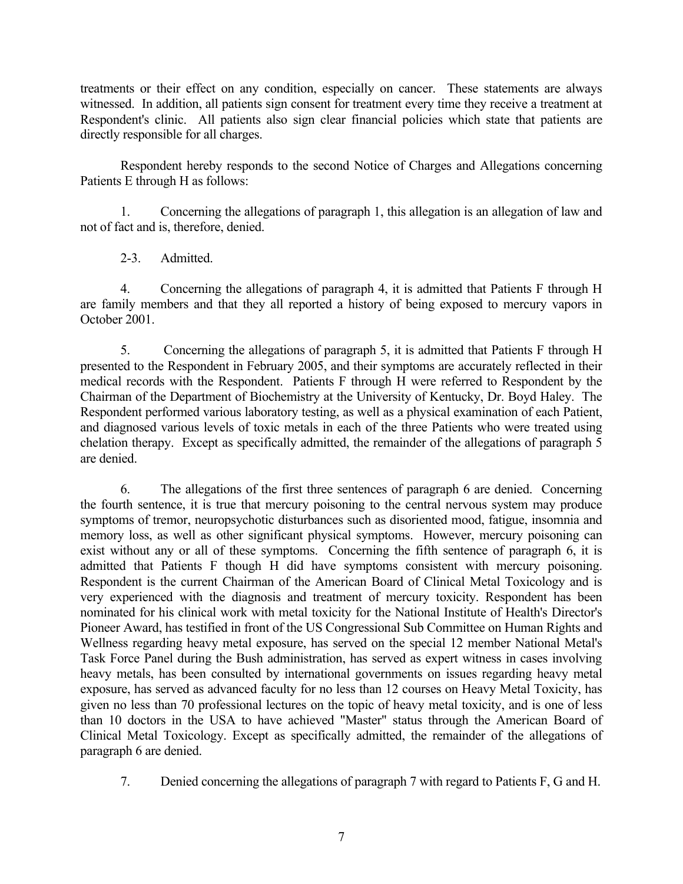treatments or their effect on any condition, especially on cancer. These statements are always witnessed. In addition, all patients sign consent for treatment every time they receive a treatment at Respondent's clinic. All patients also sign clear financial policies which state that patients are directly responsible for all charges.

Respondent hereby responds to the second Notice of Charges and Allegations concerning Patients E through H as follows:

1. Concerning the allegations of paragraph 1, this allegation is an allegation of law and not of fact and is, therefore, denied.

2-3. Admitted.

4. Concerning the allegations of paragraph 4, it is admitted that Patients F through H are family members and that they all reported a history of being exposed to mercury vapors in October 2001.

5. Concerning the allegations of paragraph 5, it is admitted that Patients F through H presented to the Respondent in February 2005, and their symptoms are accurately reflected in their medical records with the Respondent. Patients F through H were referred to Respondent by the Chairman of the Department of Biochemistry at the University of Kentucky, Dr. Boyd Haley. The Respondent performed various laboratory testing, as well as a physical examination of each Patient, and diagnosed various levels of toxic metals in each of the three Patients who were treated using chelation therapy. Except as specifically admitted, the remainder of the allegations of paragraph 5 are denied.

6. The allegations of the first three sentences of paragraph 6 are denied. Concerning the fourth sentence, it is true that mercury poisoning to the central nervous system may produce symptoms of tremor, neuropsychotic disturbances such as disoriented mood, fatigue, insomnia and memory loss, as well as other significant physical symptoms. However, mercury poisoning can exist without any or all of these symptoms. Concerning the fifth sentence of paragraph 6, it is admitted that Patients F though H did have symptoms consistent with mercury poisoning. Respondent is the current Chairman of the American Board of Clinical Metal Toxicology and is very experienced with the diagnosis and treatment of mercury toxicity. Respondent has been nominated for his clinical work with metal toxicity for the National Institute of Health's Director's Pioneer Award, has testified in front of the US Congressional Sub Committee on Human Rights and Wellness regarding heavy metal exposure, has served on the special 12 member National Metal's Task Force Panel during the Bush administration, has served as expert witness in cases involving heavy metals, has been consulted by international governments on issues regarding heavy metal exposure, has served as advanced faculty for no less than 12 courses on Heavy Metal Toxicity, has given no less than 70 professional lectures on the topic of heavy metal toxicity, and is one of less than 10 doctors in the USA to have achieved "Master" status through the American Board of Clinical Metal Toxicology. Except as specifically admitted, the remainder of the allegations of paragraph 6 are denied.

7. Denied concerning the allegations of paragraph 7 with regard to Patients F, G and H.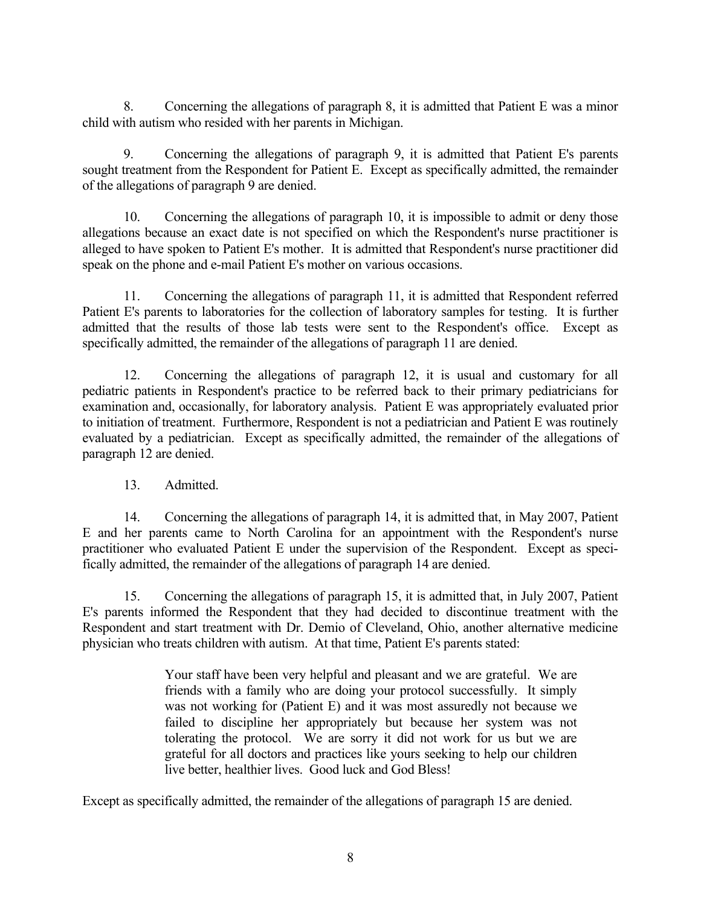8. Concerning the allegations of paragraph 8, it is admitted that Patient E was a minor child with autism who resided with her parents in Michigan.

9. Concerning the allegations of paragraph 9, it is admitted that Patient E's parents sought treatment from the Respondent for Patient E. Except as specifically admitted, the remainder of the allegations of paragraph 9 are denied.

10. Concerning the allegations of paragraph 10, it is impossible to admit or deny those allegations because an exact date is not specified on which the Respondent's nurse practitioner is alleged to have spoken to Patient E's mother. It is admitted that Respondent's nurse practitioner did speak on the phone and e-mail Patient E's mother on various occasions.

11. Concerning the allegations of paragraph 11, it is admitted that Respondent referred Patient E's parents to laboratories for the collection of laboratory samples for testing. It is further admitted that the results of those lab tests were sent to the Respondent's office. Except as specifically admitted, the remainder of the allegations of paragraph 11 are denied.

12. Concerning the allegations of paragraph 12, it is usual and customary for all pediatric patients in Respondent's practice to be referred back to their primary pediatricians for examination and, occasionally, for laboratory analysis. Patient E was appropriately evaluated prior to initiation of treatment. Furthermore, Respondent is not a pediatrician and Patient E was routinely evaluated by a pediatrician. Except as specifically admitted, the remainder of the allegations of paragraph 12 are denied.

13. Admitted.

14. Concerning the allegations of paragraph 14, it is admitted that, in May 2007, Patient E and her parents came to North Carolina for an appointment with the Respondent's nurse practitioner who evaluated Patient E under the supervision of the Respondent. Except as specifically admitted, the remainder of the allegations of paragraph 14 are denied.

15. Concerning the allegations of paragraph 15, it is admitted that, in July 2007, Patient E's parents informed the Respondent that they had decided to discontinue treatment with the Respondent and start treatment with Dr. Demio of Cleveland, Ohio, another alternative medicine physician who treats children with autism. At that time, Patient E's parents stated:

> Your staff have been very helpful and pleasant and we are grateful. We are friends with a family who are doing your protocol successfully. It simply was not working for (Patient E) and it was most assuredly not because we failed to discipline her appropriately but because her system was not tolerating the protocol. We are sorry it did not work for us but we are grateful for all doctors and practices like yours seeking to help our children live better, healthier lives. Good luck and God Bless!

Except as specifically admitted, the remainder of the allegations of paragraph 15 are denied.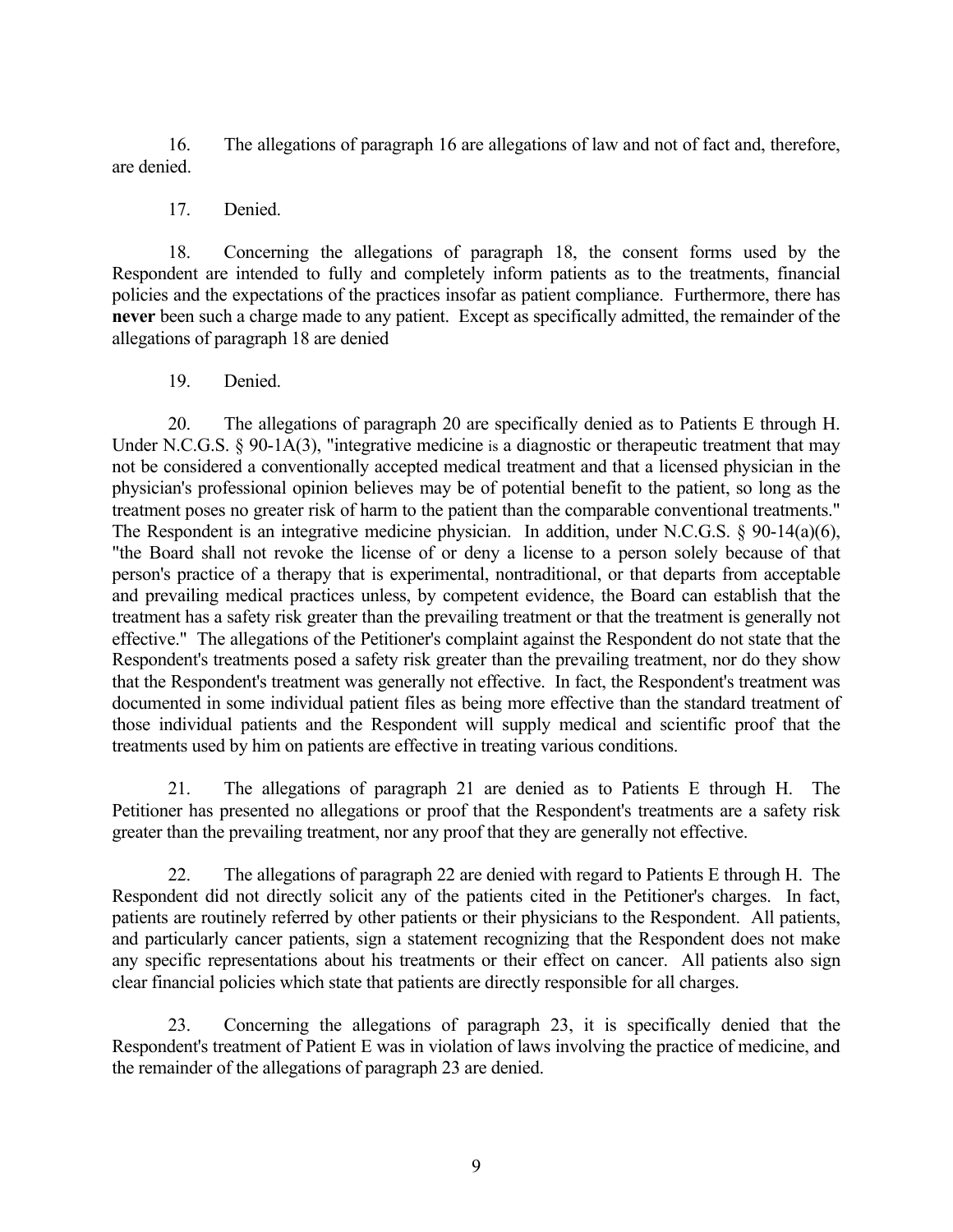16. The allegations of paragraph 16 are allegations of law and not of fact and, therefore, are denied.

17. Denied.

18. Concerning the allegations of paragraph 18, the consent forms used by the Respondent are intended to fully and completely inform patients as to the treatments, financial policies and the expectations of the practices insofar as patient compliance. Furthermore, there has **never** been such a charge made to any patient. Except as specifically admitted, the remainder of the allegations of paragraph 18 are denied

19. Denied.

20. The allegations of paragraph 20 are specifically denied as to Patients E through H. Under N.C.G.S. § 90-1A(3), "integrative medicine is a diagnostic or therapeutic treatment that may not be considered a conventionally accepted medical treatment and that a licensed physician in the physician's professional opinion believes may be of potential benefit to the patient, so long as the treatment poses no greater risk of harm to the patient than the comparable conventional treatments." The Respondent is an integrative medicine physician. In addition, under N.C.G.S. § 90-14(a)(6), "the Board shall not revoke the license of or deny a license to a person solely because of that person's practice of a therapy that is experimental, nontraditional, or that departs from acceptable and prevailing medical practices unless, by competent evidence, the Board can establish that the treatment has a safety risk greater than the prevailing treatment or that the treatment is generally not effective." The allegations of the Petitioner's complaint against the Respondent do not state that the Respondent's treatments posed a safety risk greater than the prevailing treatment, nor do they show that the Respondent's treatment was generally not effective. In fact, the Respondent's treatment was documented in some individual patient files as being more effective than the standard treatment of those individual patients and the Respondent will supply medical and scientific proof that the treatments used by him on patients are effective in treating various conditions.

21. The allegations of paragraph 21 are denied as to Patients E through H. The Petitioner has presented no allegations or proof that the Respondent's treatments are a safety risk greater than the prevailing treatment, nor any proof that they are generally not effective.

22. The allegations of paragraph 22 are denied with regard to Patients E through H. The Respondent did not directly solicit any of the patients cited in the Petitioner's charges. In fact, patients are routinely referred by other patients or their physicians to the Respondent. All patients, and particularly cancer patients, sign a statement recognizing that the Respondent does not make any specific representations about his treatments or their effect on cancer. All patients also sign clear financial policies which state that patients are directly responsible for all charges.

23. Concerning the allegations of paragraph 23, it is specifically denied that the Respondent's treatment of Patient E was in violation of laws involving the practice of medicine, and the remainder of the allegations of paragraph 23 are denied.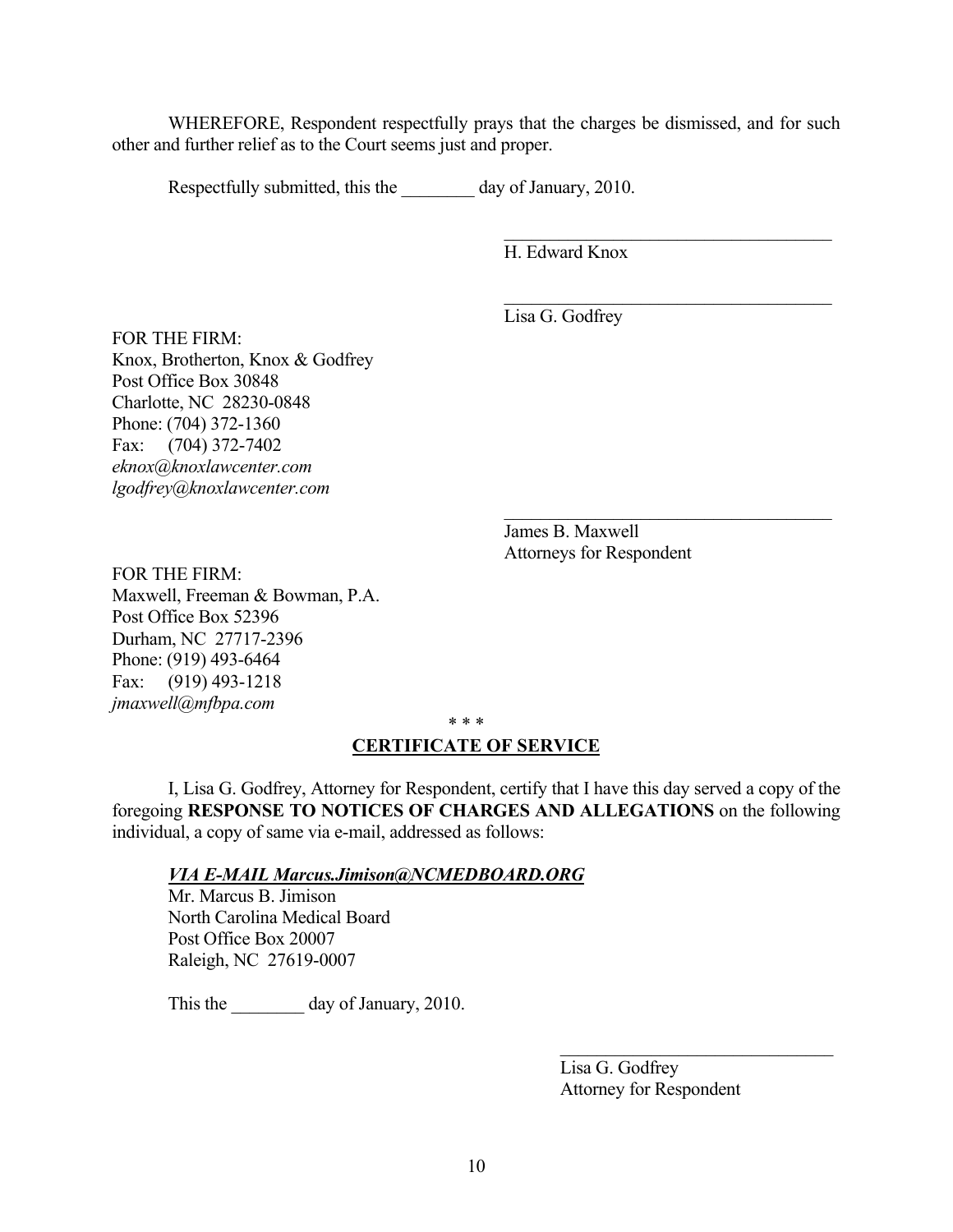WHEREFORE, Respondent respectfully prays that the charges be dismissed, and for such other and further relief as to the Court seems just and proper.

Respectfully submitted, this the ________ day of January, 2010.

_________________________________
H. Edward Knox

_________________________________
Lisa G. Godfrey

FOR THE FIRM:
Knox, Brotherton, Knox & Godfrey
Post Office Box 30848
Charlotte, NC 28230-0848
Phone: (704) 372-1360
Fax: (704) 372-7402
*eknox@knoxlawcenter.com*
*lgodfrey@knoxlawcenter.com*

_________________________________
James B. Maxwell
Attorneys for Respondent

FOR THE FIRM:
Maxwell, Freeman & Bowman, P.A.
Post Office Box 52396
Durham, NC 27717-2396
Phone: (919) 493-6464
Fax: (919) 493-1218
*jmaxwell@mfbpa.com*

\* \* \*

**CERTIFICATE OF SERVICE**

I, Lisa G. Godfrey, Attorney for Respondent, certify that I have this day served a copy of the foregoing **RESPONSE TO NOTICES OF CHARGES AND ALLEGATIONS** on the following individual, a copy of same via e-mail, addressed as follows:

*VIA E-MAIL Marcus.Jimison@NCMEDBOARD.ORG*
Mr. Marcus B. Jimison
North Carolina Medical Board
Post Office Box 20007
Raleigh, NC 27619-0007

This the ________ day of January, 2010.

_________________________________
Lisa G. Godfrey
Attorney for Respondent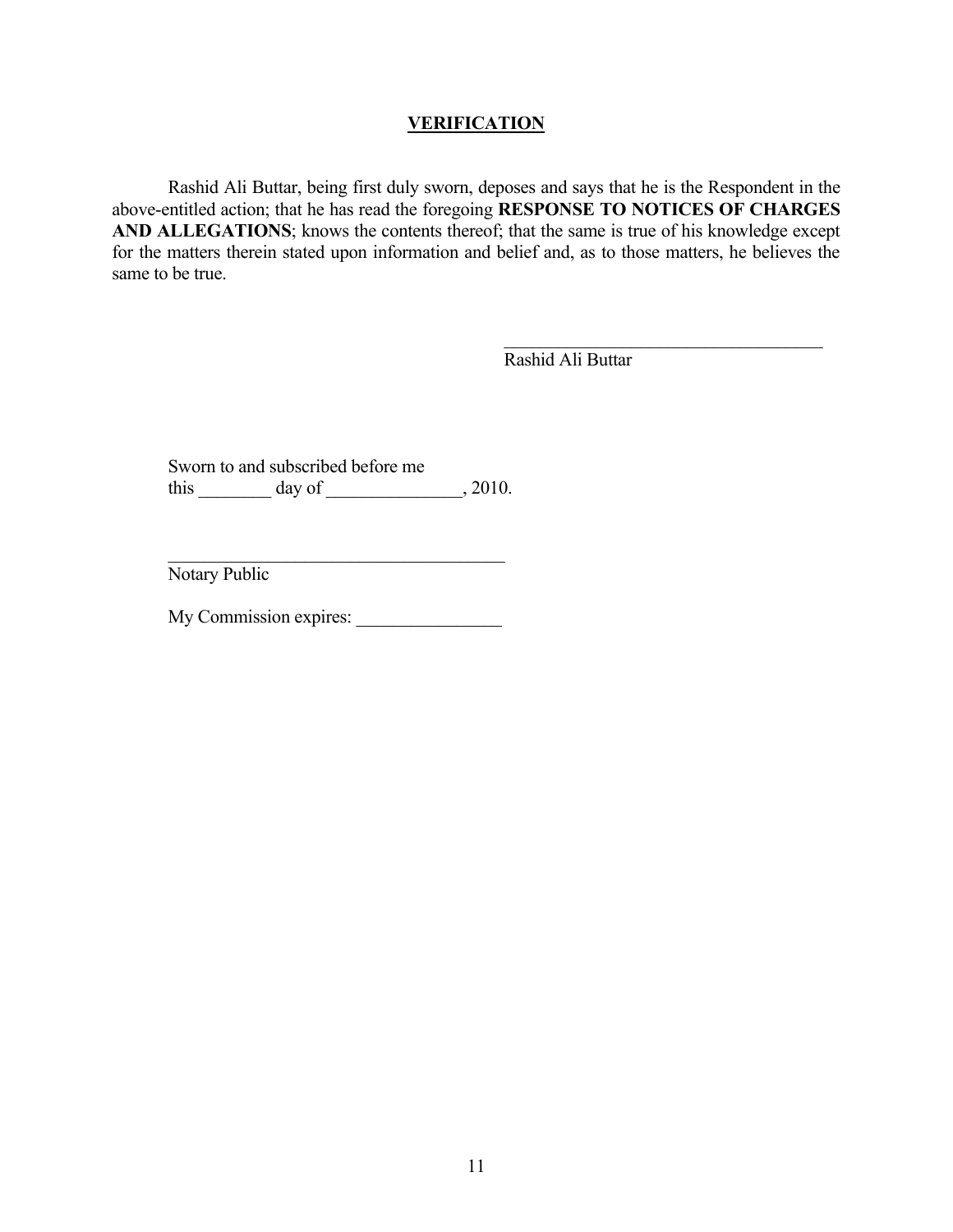## VERIFICATION

Rashid Ali Buttar, being first duly sworn, deposes and says that he is the Respondent in the above-entitled action; that he has read the foregoing **RESPONSE TO NOTICES OF CHARGES AND ALLEGATIONS**; knows the contents thereof; that the same is true of his knowledge except for the matters therein stated upon information and belief and, as to those matters, he believes the same to be true.

_____________________________________

Rashid Ali Buttar

Sworn to and subscribed before me
this ________ day of _______________, 2010.

_____________________________________

Notary Public

My Commission expires: ________________